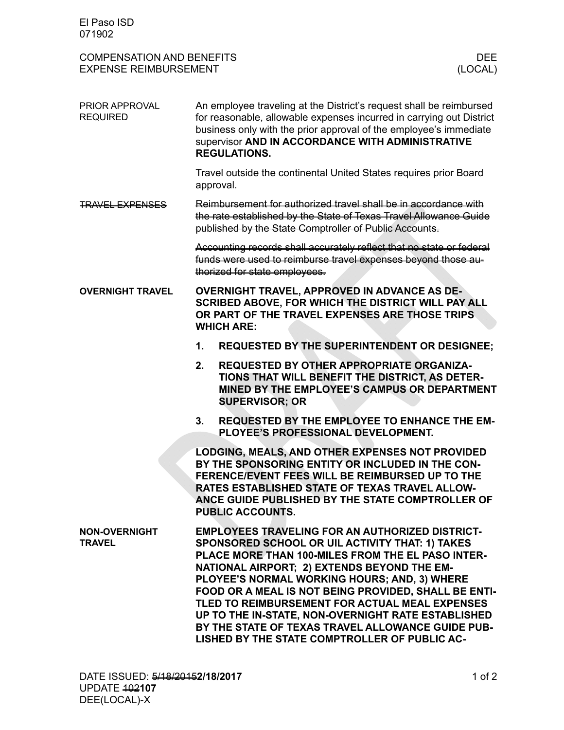El Paso ISD
071902

COMPENSATION AND BENEFITS — DEE
EXPENSE REIMBURSEMENT — (LOCAL)

**PRIOR APPROVAL REQUIRED**

An employee traveling at the District's request shall be reimbursed for reasonable, allowable expenses incurred in carrying out District business only with the prior approval of the employee's immediate supervisor **AND IN ACCORDANCE WITH ADMINISTRATIVE REGULATIONS.**

Travel outside the continental United States requires prior Board approval.

~~**TRAVEL EXPENSES**~~

~~Reimbursement for authorized travel shall be in accordance with the rate established by the State of Texas Travel Allowance Guide published by the State Comptroller of Public Accounts.~~

~~Accounting records shall accurately reflect that no state or federal funds were used to reimburse travel expenses beyond those authorized for state employees.~~

**OVERNIGHT TRAVEL**

**OVERNIGHT TRAVEL, APPROVED IN ADVANCE AS DESCRIBED ABOVE, FOR WHICH THE DISTRICT WILL PAY ALL OR PART OF THE TRAVEL EXPENSES ARE THOSE TRIPS WHICH ARE:**

1. **REQUESTED BY THE SUPERINTENDENT OR DESIGNEE;**
2. **REQUESTED BY OTHER APPROPRIATE ORGANIZATIONS THAT WILL BENEFIT THE DISTRICT, AS DETERMINED BY THE EMPLOYEE'S CAMPUS OR DEPARTMENT SUPERVISOR; OR**
3. **REQUESTED BY THE EMPLOYEE TO ENHANCE THE EMPLOYEE'S PROFESSIONAL DEVELOPMENT.**

**LODGING, MEALS, AND OTHER EXPENSES NOT PROVIDED BY THE SPONSORING ENTITY OR INCLUDED IN THE CONFERENCE/EVENT FEES WILL BE REIMBURSED UP TO THE RATES ESTABLISHED STATE OF TEXAS TRAVEL ALLOWANCE GUIDE PUBLISHED BY THE STATE COMPTROLLER OF PUBLIC ACCOUNTS.**

**NON-OVERNIGHT TRAVEL**

**EMPLOYEES TRAVELING FOR AN AUTHORIZED DISTRICT-SPONSORED SCHOOL OR UIL ACTIVITY THAT: 1) TAKES PLACE MORE THAN 100-MILES FROM THE EL PASO INTERNATIONAL AIRPORT; 2) EXTENDS BEYOND THE EMPLOYEE'S NORMAL WORKING HOURS; AND, 3) WHERE FOOD OR A MEAL IS NOT BEING PROVIDED, SHALL BE ENTITLED TO REIMBURSEMENT FOR ACTUAL MEAL EXPENSES UP TO THE IN-STATE, NON-OVERNIGHT RATE ESTABLISHED BY THE STATE OF TEXAS TRAVEL ALLOWANCE GUIDE PUBLISHED BY THE STATE COMPTROLLER OF PUBLIC AC-**

DATE ISSUED: ~~5/18/2015~~**2/18/2017**
UPDATE ~~102~~**107**
DEE(LOCAL)-X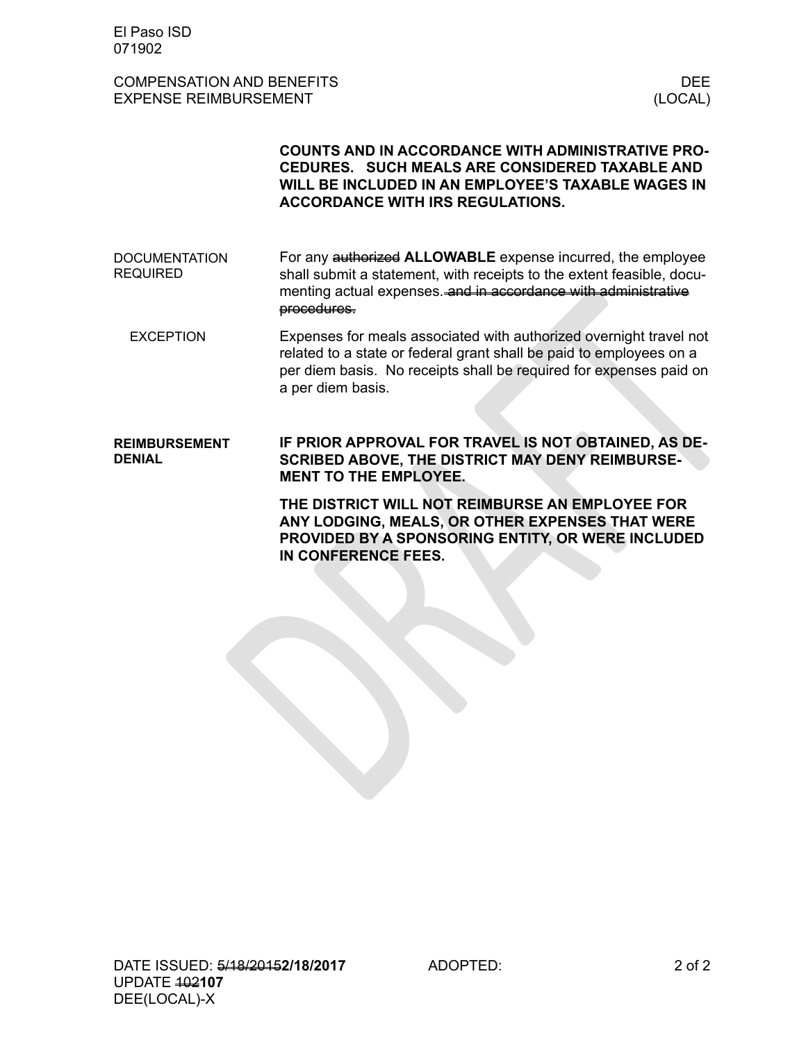**COUNTS AND IN ACCORDANCE WITH ADMINISTRATIVE PROCEDURES. SUCH MEALS ARE CONSIDERED TAXABLE AND WILL BE INCLUDED IN AN EMPLOYEE'S TAXABLE WAGES IN ACCORDANCE WITH IRS REGULATIONS.**

DOCUMENTATION REQUIRED

For any ~~authorized~~ **ALLOWABLE** expense incurred, the employee shall submit a statement, with receipts to the extent feasible, documenting actual expenses. ~~and in accordance with administrative procedures.~~

EXCEPTION

Expenses for meals associated with authorized overnight travel not related to a state or federal grant shall be paid to employees on a per diem basis. No receipts shall be required for expenses paid on a per diem basis.

**REIMBURSEMENT DENIAL**

**IF PRIOR APPROVAL FOR TRAVEL IS NOT OBTAINED, AS DESCRIBED ABOVE, THE DISTRICT MAY DENY REIMBURSEMENT TO THE EMPLOYEE.**

**THE DISTRICT WILL NOT REIMBURSE AN EMPLOYEE FOR ANY LODGING, MEALS, OR OTHER EXPENSES THAT WERE PROVIDED BY A SPONSORING ENTITY, OR WERE INCLUDED IN CONFERENCE FEES.**

DATE ISSUED: ~~5/18/2015~~**2/18/2017** ADOPTED:
UPDATE ~~102~~**107**
DEE(LOCAL)-X